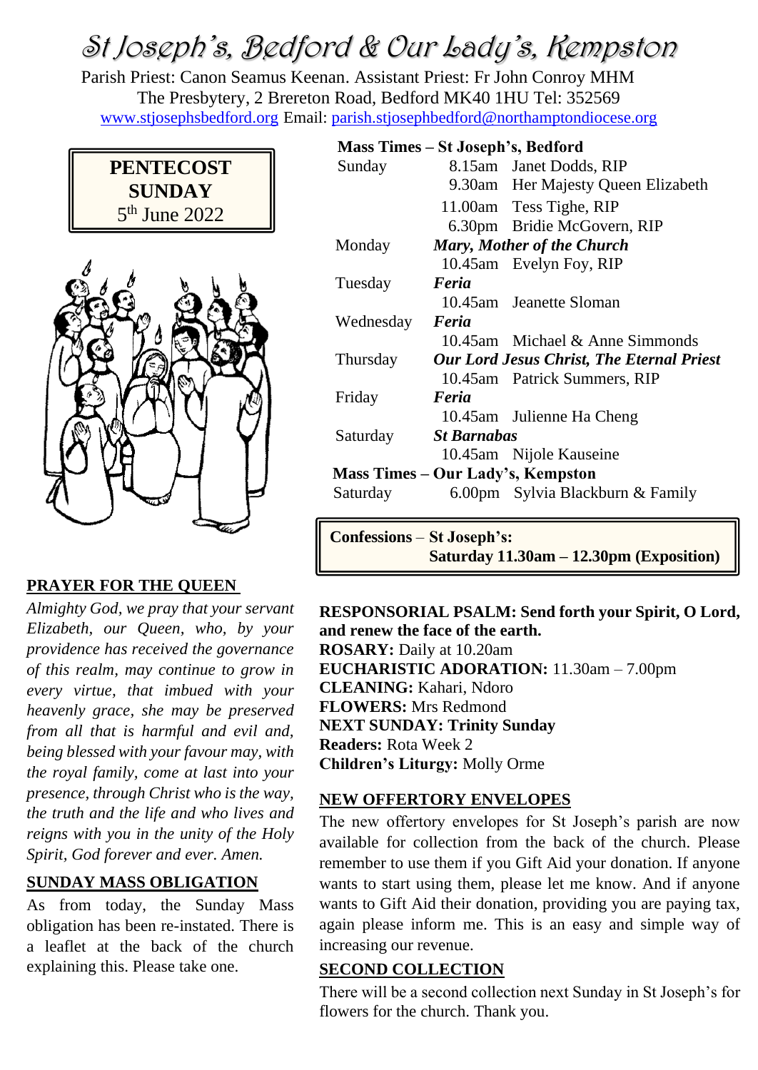# St Joseph's, Bedford & Our Lady's, Kempston

Parish Priest: Canon Seamus Keenan. Assistant Priest: Fr John Conroy MHM
The Presbytery, 2 Brereton Road, Bedford MK40 1HU Tel: 352569
www.stjosephsbedford.org Email: parish.stjosephbedford@northamptondiocese.org

**PENTECOST SUNDAY**
5th June 2022

## PRAYER FOR THE QUEEN

*Almighty God, we pray that your servant Elizabeth, our Queen, who, by your providence has received the governance of this realm, may continue to grow in every virtue, that imbued with your heavenly grace, she may be preserved from all that is harmful and evil and, being blessed with your favour may, with the royal family, come at last into your presence, through Christ who is the way, the truth and the life and who lives and reigns with you in the unity of the Holy Spirit, God forever and ever. Amen.*

## SUNDAY MASS OBLIGATION

As from today, the Sunday Mass obligation has been re-instated. There is a leaflet at the back of the church explaining this. Please take one.

**Mass Times – St Joseph's, Bedford**

| | | |
|---|---|---|
| Sunday | 8.15am | Janet Dodds, RIP |
| | 9.30am | Her Majesty Queen Elizabeth |
| | 11.00am | Tess Tighe, RIP |
| | 6.30pm | Bridie McGovern, RIP |
| Monday | ***Mary, Mother of the Church*** | |
| | 10.45am | Evelyn Foy, RIP |
| Tuesday | ***Feria*** | |
| | 10.45am | Jeanette Sloman |
| Wednesday | ***Feria*** | |
| | 10.45am | Michael & Anne Simmonds |
| Thursday | ***Our Lord Jesus Christ, The Eternal Priest*** | |
| | 10.45am | Patrick Summers, RIP |
| Friday | ***Feria*** | |
| | 10.45am | Julienne Ha Cheng |
| Saturday | ***St Barnabas*** | |
| | 10.45am | Nijole Kauseine |

**Mass Times – Our Lady's, Kempston**

| | | |
|---|---|---|
| Saturday | 6.00pm | Sylvia Blackburn & Family |

**Confessions – St Joseph's:**
**Saturday 11.30am – 12.30pm (Exposition)**

**RESPONSORIAL PSALM: Send forth your Spirit, O Lord, and renew the face of the earth.**
**ROSARY:** Daily at 10.20am
**EUCHARISTIC ADORATION:** 11.30am – 7.00pm
**CLEANING:** Kahari, Ndoro
**FLOWERS:** Mrs Redmond
**NEXT SUNDAY: Trinity Sunday**
**Readers:** Rota Week 2
**Children's Liturgy:** Molly Orme

## NEW OFFERTORY ENVELOPES

The new offertory envelopes for St Joseph's parish are now available for collection from the back of the church. Please remember to use them if you Gift Aid your donation. If anyone wants to start using them, please let me know. And if anyone wants to Gift Aid their donation, providing you are paying tax, again please inform me. This is an easy and simple way of increasing our revenue.

## SECOND COLLECTION

There will be a second collection next Sunday in St Joseph's for flowers for the church. Thank you.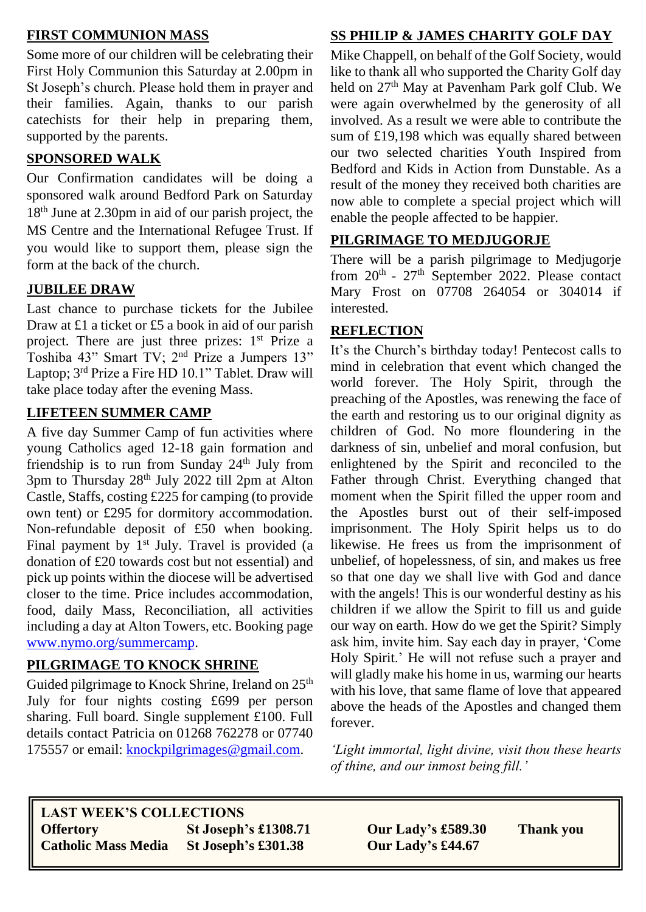## FIRST COMMUNION MASS

Some more of our children will be celebrating their First Holy Communion this Saturday at 2.00pm in St Joseph's church. Please hold them in prayer and their families. Again, thanks to our parish catechists for their help in preparing them, supported by the parents.

## SPONSORED WALK

Our Confirmation candidates will be doing a sponsored walk around Bedford Park on Saturday 18th June at 2.30pm in aid of our parish project, the MS Centre and the International Refugee Trust. If you would like to support them, please sign the form at the back of the church.

## JUBILEE DRAW

Last chance to purchase tickets for the Jubilee Draw at £1 a ticket or £5 a book in aid of our parish project. There are just three prizes: 1st Prize a Toshiba 43" Smart TV; 2nd Prize a Jumpers 13" Laptop; 3rd Prize a Fire HD 10.1" Tablet. Draw will take place today after the evening Mass.

## LIFETEEN SUMMER CAMP

A five day Summer Camp of fun activities where young Catholics aged 12-18 gain formation and friendship is to run from Sunday 24th July from 3pm to Thursday 28th July 2022 till 2pm at Alton Castle, Staffs, costing £225 for camping (to provide own tent) or £295 for dormitory accommodation. Non-refundable deposit of £50 when booking. Final payment by 1st July. Travel is provided (a donation of £20 towards cost but not essential) and pick up points within the diocese will be advertised closer to the time. Price includes accommodation, food, daily Mass, Reconciliation, all activities including a day at Alton Towers, etc. Booking page www.nymo.org/summercamp.

## PILGRIMAGE TO KNOCK SHRINE

Guided pilgrimage to Knock Shrine, Ireland on 25th July for four nights costing £699 per person sharing. Full board. Single supplement £100. Full details contact Patricia on 01268 762278 or 07740 175557 or email: knockpilgrimages@gmail.com.

## SS PHILIP & JAMES CHARITY GOLF DAY

Mike Chappell, on behalf of the Golf Society, would like to thank all who supported the Charity Golf day held on 27th May at Pavenham Park golf Club. We were again overwhelmed by the generosity of all involved. As a result we were able to contribute the sum of £19,198 which was equally shared between our two selected charities Youth Inspired from Bedford and Kids in Action from Dunstable. As a result of the money they received both charities are now able to complete a special project which will enable the people affected to be happier.

## PILGRIMAGE TO MEDJUGORJE

There will be a parish pilgrimage to Medjugorje from 20th - 27th September 2022. Please contact Mary Frost on 07708 264054 or 304014 if interested.

## REFLECTION

It's the Church's birthday today! Pentecost calls to mind in celebration that event which changed the world forever. The Holy Spirit, through the preaching of the Apostles, was renewing the face of the earth and restoring us to our original dignity as children of God. No more floundering in the darkness of sin, unbelief and moral confusion, but enlightened by the Spirit and reconciled to the Father through Christ. Everything changed that moment when the Spirit filled the upper room and the Apostles burst out of their self-imposed imprisonment. The Holy Spirit helps us to do likewise. He frees us from the imprisonment of unbelief, of hopelessness, of sin, and makes us free so that one day we shall live with God and dance with the angels! This is our wonderful destiny as his children if we allow the Spirit to fill us and guide our way on earth. How do we get the Spirit? Simply ask him, invite him. Say each day in prayer, 'Come Holy Spirit.' He will not refuse such a prayer and will gladly make his home in us, warming our hearts with his love, that same flame of love that appeared above the heads of the Apostles and changed them forever.

*'Light immortal, light divine, visit thou these hearts of thine, and our inmost being fill.'*

**LAST WEEK'S COLLECTIONS**

| | | | |
|---|---|---|---|
| **Offertory** | **St Joseph's £1308.71** | **Our Lady's £589.30** | **Thank you** |
| **Catholic Mass Media** | **St Joseph's £301.38** | **Our Lady's £44.67** | |